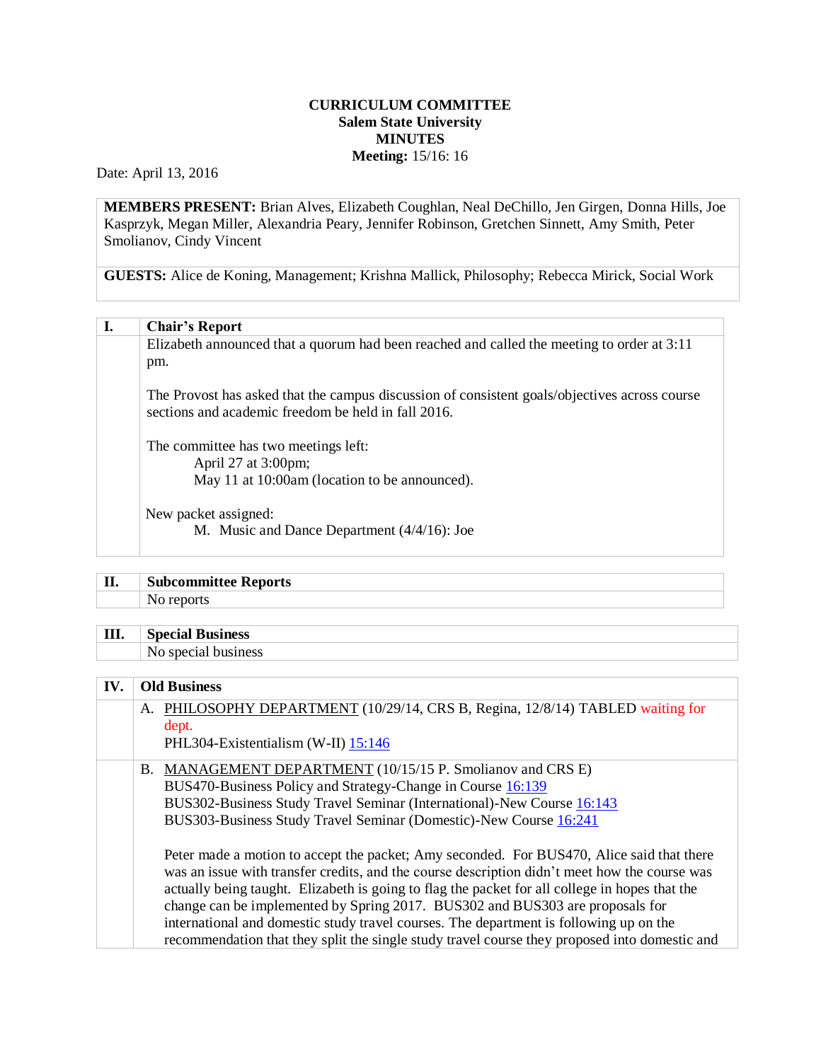**CURRICULUM COMMITTEE**
**Salem State University**
**MINUTES**
**Meeting:** 15/16: 16

Date: April 13, 2016

**MEMBERS PRESENT:** Brian Alves, Elizabeth Coughlan, Neal DeChillo, Jen Girgen, Donna Hills, Joe Kasprzyk, Megan Miller, Alexandria Peary, Jennifer Robinson, Gretchen Sinnett, Amy Smith, Peter Smolianov, Cindy Vincent

**GUESTS:** Alice de Koning, Management; Krishna Mallick, Philosophy; Rebecca Mirick, Social Work

## I. Chair's Report

Elizabeth announced that a quorum had been reached and called the meeting to order at 3:11 pm.

The Provost has asked that the campus discussion of consistent goals/objectives across course sections and academic freedom be held in fall 2016.

The committee has two meetings left:
- April 27 at 3:00pm;
- May 11 at 10:00am (location to be announced).

New packet assigned:
- M. Music and Dance Department (4/4/16): Joe

## II. Subcommittee Reports

No reports

## III. Special Business

No special business

## IV. Old Business

A. PHILOSOPHY DEPARTMENT (10/29/14, CRS B, Regina, 12/8/14) TABLED waiting for dept.
PHL304-Existentialism (W-II) 15:146

B. MANAGEMENT DEPARTMENT (10/15/15 P. Smolianov and CRS E)
BUS470-Business Policy and Strategy-Change in Course 16:139
BUS302-Business Study Travel Seminar (International)-New Course 16:143
BUS303-Business Study Travel Seminar (Domestic)-New Course 16:241

Peter made a motion to accept the packet; Amy seconded. For BUS470, Alice said that there was an issue with transfer credits, and the course description didn't meet how the course was actually being taught. Elizabeth is going to flag the packet for all college in hopes that the change can be implemented by Spring 2017. BUS302 and BUS303 are proposals for international and domestic study travel courses. The department is following up on the recommendation that they split the single study travel course they proposed into domestic and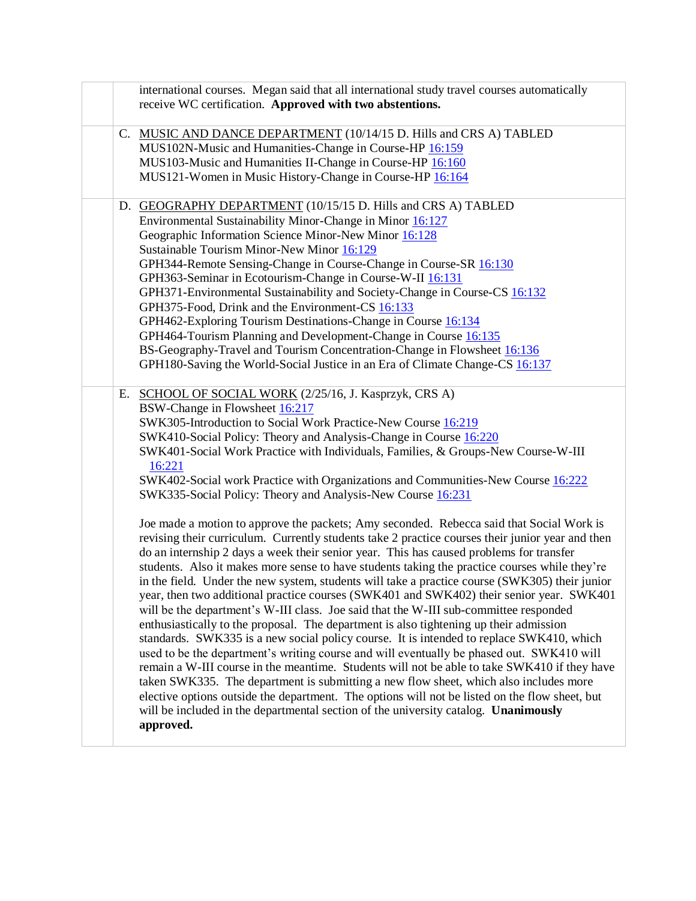international courses. Megan said that all international study travel courses automatically receive WC certification. **Approved with two abstentions.**

C. MUSIC AND DANCE DEPARTMENT (10/14/15 D. Hills and CRS A) TABLED
MUS102N-Music and Humanities-Change in Course-HP 16:159
MUS103-Music and Humanities II-Change in Course-HP 16:160
MUS121-Women in Music History-Change in Course-HP 16:164

D. GEOGRAPHY DEPARTMENT (10/15/15 D. Hills and CRS A) TABLED
Environmental Sustainability Minor-Change in Minor 16:127
Geographic Information Science Minor-New Minor 16:128
Sustainable Tourism Minor-New Minor 16:129
GPH344-Remote Sensing-Change in Course-Change in Course-SR 16:130
GPH363-Seminar in Ecotourism-Change in Course-W-II 16:131
GPH371-Environmental Sustainability and Society-Change in Course-CS 16:132
GPH375-Food, Drink and the Environment-CS 16:133
GPH462-Exploring Tourism Destinations-Change in Course 16:134
GPH464-Tourism Planning and Development-Change in Course 16:135
BS-Geography-Travel and Tourism Concentration-Change in Flowsheet 16:136
GPH180-Saving the World-Social Justice in an Era of Climate Change-CS 16:137

E. SCHOOL OF SOCIAL WORK (2/25/16, J. Kasprzyk, CRS A)
BSW-Change in Flowsheet 16:217
SWK305-Introduction to Social Work Practice-New Course 16:219
SWK410-Social Policy: Theory and Analysis-Change in Course 16:220
SWK401-Social Work Practice with Individuals, Families, & Groups-New Course-W-III 16:221
SWK402-Social work Practice with Organizations and Communities-New Course 16:222
SWK335-Social Policy: Theory and Analysis-New Course 16:231

Joe made a motion to approve the packets; Amy seconded. Rebecca said that Social Work is revising their curriculum. Currently students take 2 practice courses their junior year and then do an internship 2 days a week their senior year. This has caused problems for transfer students. Also it makes more sense to have students taking the practice courses while they're in the field. Under the new system, students will take a practice course (SWK305) their junior year, then two additional practice courses (SWK401 and SWK402) their senior year. SWK401 will be the department's W-III class. Joe said that the W-III sub-committee responded enthusiastically to the proposal. The department is also tightening up their admission standards. SWK335 is a new social policy course. It is intended to replace SWK410, which used to be the department's writing course and will eventually be phased out. SWK410 will remain a W-III course in the meantime. Students will not be able to take SWK410 if they have taken SWK335. The department is submitting a new flow sheet, which also includes more elective options outside the department. The options will not be listed on the flow sheet, but will be included in the departmental section of the university catalog. **Unanimously approved.**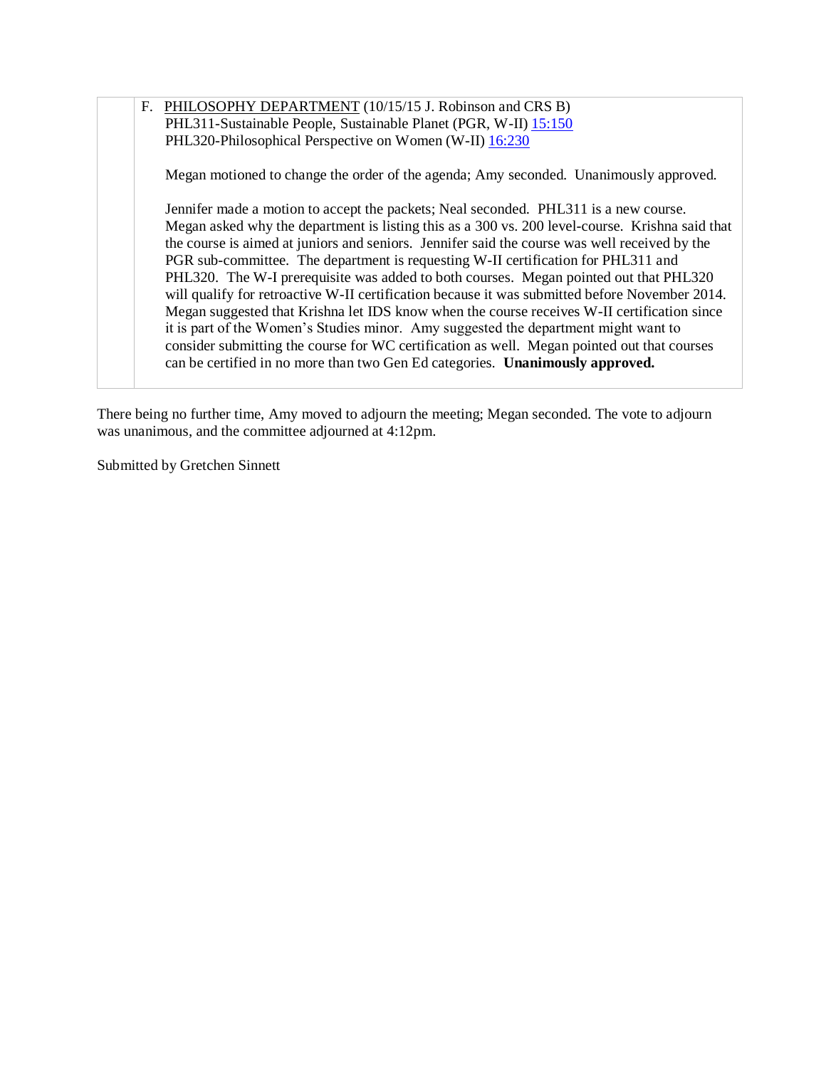| | |
|---|---|
| | F. <u>PHILOSOPHY DEPARTMENT</u> (10/15/15 J. Robinson and CRS B)<br>PHL311-Sustainable People, Sustainable Planet (PGR, W-II) [15:150](15:150)<br>PHL320-Philosophical Perspective on Women (W-II) [16:230](16:230)<br><br>Megan motioned to change the order of the agenda; Amy seconded. Unanimously approved.<br><br>Jennifer made a motion to accept the packets; Neal seconded. PHL311 is a new course. Megan asked why the department is listing this as a 300 vs. 200 level-course. Krishna said that the course is aimed at juniors and seniors. Jennifer said the course was well received by the PGR sub-committee. The department is requesting W-II certification for PHL311 and PHL320. The W-I prerequisite was added to both courses. Megan pointed out that PHL320 will qualify for retroactive W-II certification because it was submitted before November 2014. Megan suggested that Krishna let IDS know when the course receives W-II certification since it is part of the Women's Studies minor. Amy suggested the department might want to consider submitting the course for WC certification as well. Megan pointed out that courses can be certified in no more than two Gen Ed categories. **Unanimously approved.** |

There being no further time, Amy moved to adjourn the meeting; Megan seconded. The vote to adjourn was unanimous, and the committee adjourned at 4:12pm.

Submitted by Gretchen Sinnett